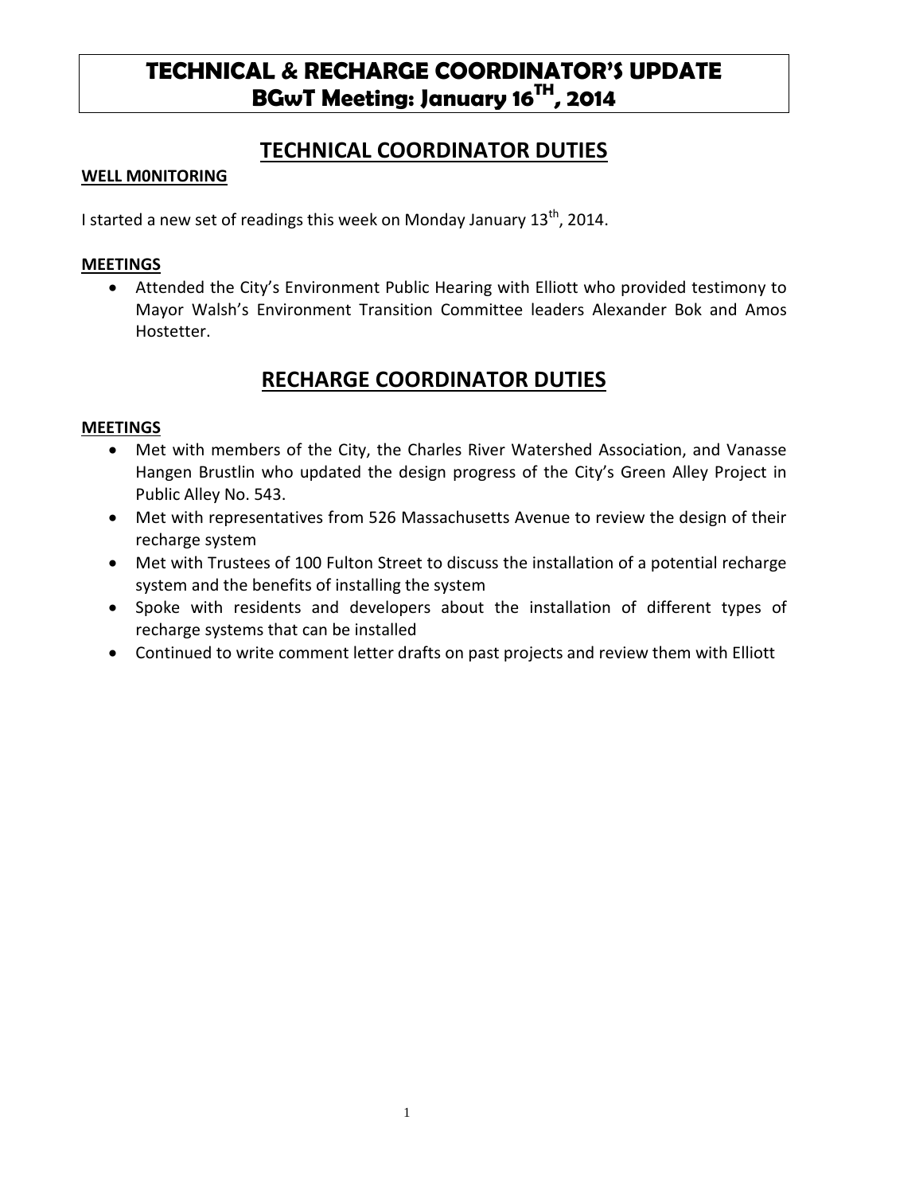# TECHNICAL & RECHARGE COORDINATOR'S UPDATE
# BGwT Meeting: January 16TH, 2014

## TECHNICAL COORDINATOR DUTIES

**WELL M0NITORING**

I started a new set of readings this week on Monday January 13th, 2014.

**MEETINGS**

- Attended the City's Environment Public Hearing with Elliott who provided testimony to Mayor Walsh's Environment Transition Committee leaders Alexander Bok and Amos Hostetter.

## RECHARGE COORDINATOR DUTIES

**MEETINGS**

- Met with members of the City, the Charles River Watershed Association, and Vanasse Hangen Brustlin who updated the design progress of the City's Green Alley Project in Public Alley No. 543.
- Met with representatives from 526 Massachusetts Avenue to review the design of their recharge system
- Met with Trustees of 100 Fulton Street to discuss the installation of a potential recharge system and the benefits of installing the system
- Spoke with residents and developers about the installation of different types of recharge systems that can be installed
- Continued to write comment letter drafts on past projects and review them with Elliott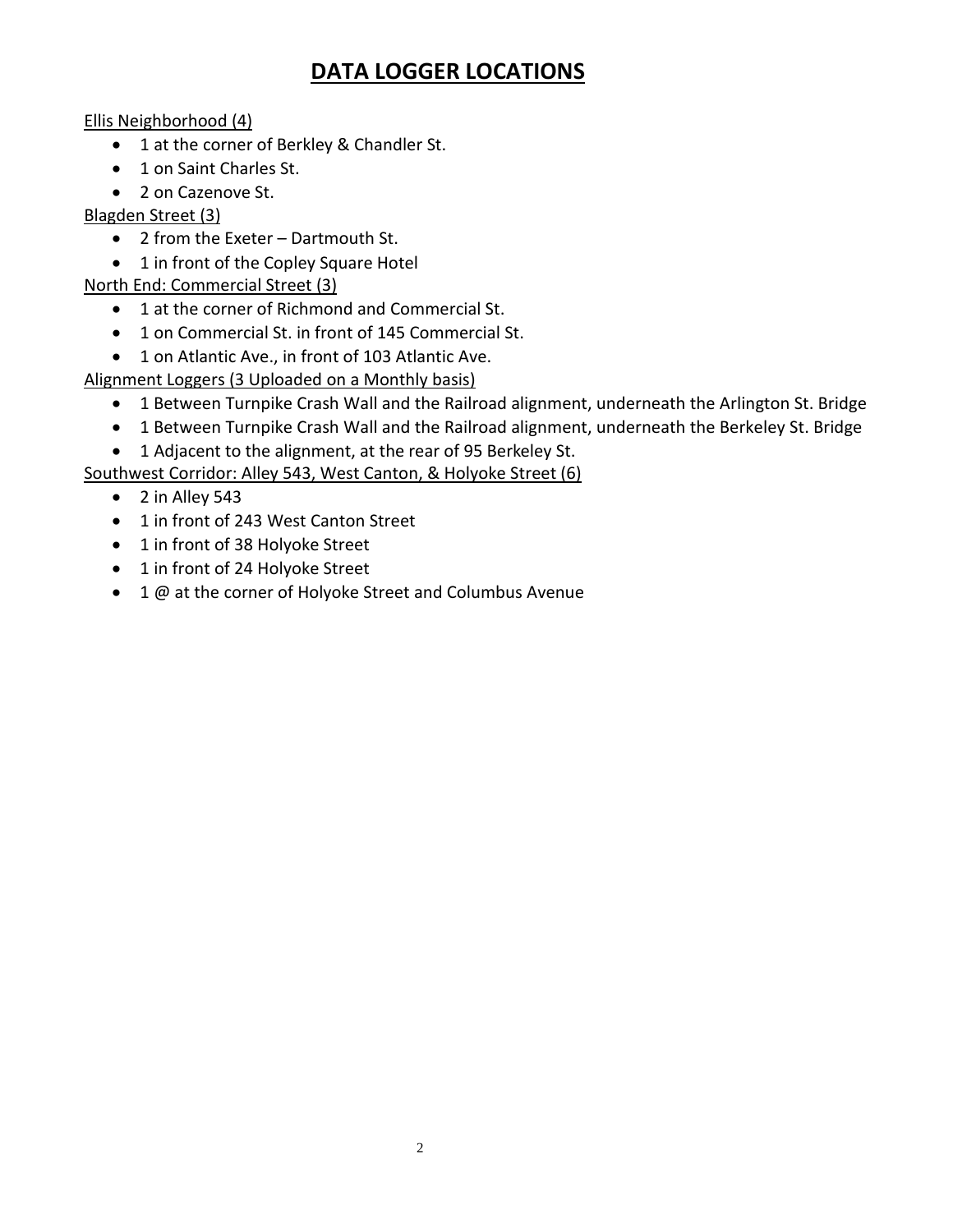# DATA LOGGER LOCATIONS

Ellis Neighborhood (4)

- 1 at the corner of Berkley & Chandler St.
- 1 on Saint Charles St.
- 2 on Cazenove St.

Blagden Street (3)

- 2 from the Exeter – Dartmouth St.
- 1 in front of the Copley Square Hotel

North End: Commercial Street (3)

- 1 at the corner of Richmond and Commercial St.
- 1 on Commercial St. in front of 145 Commercial St.
- 1 on Atlantic Ave., in front of 103 Atlantic Ave.

Alignment Loggers (3 Uploaded on a Monthly basis)

- 1 Between Turnpike Crash Wall and the Railroad alignment, underneath the Arlington St. Bridge
- 1 Between Turnpike Crash Wall and the Railroad alignment, underneath the Berkeley St. Bridge
- 1 Adjacent to the alignment, at the rear of 95 Berkeley St.

Southwest Corridor: Alley 543, West Canton, & Holyoke Street (6)

- 2 in Alley 543
- 1 in front of 243 West Canton Street
- 1 in front of 38 Holyoke Street
- 1 in front of 24 Holyoke Street
- 1 @ at the corner of Holyoke Street and Columbus Avenue